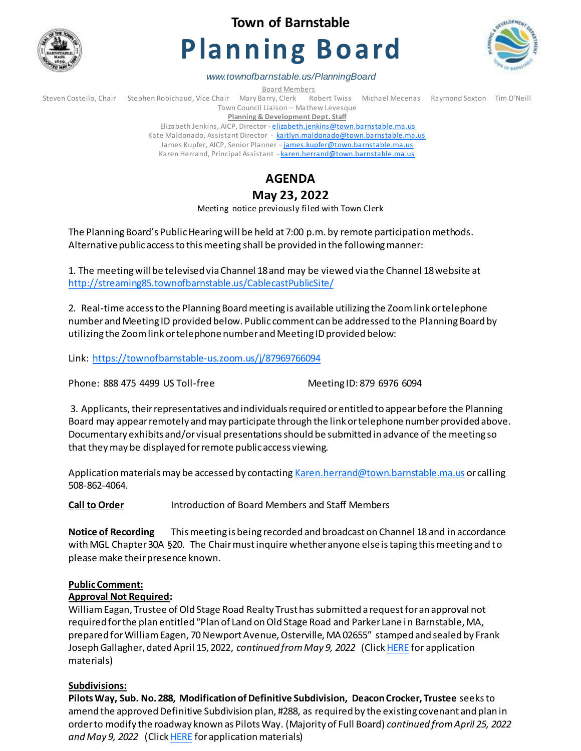# Town of Barnstable

# Planning Board

*www.townofbarnstable.us/PlanningBoard*

Board Members

Steven Costello, Chair   Stephen Robichaud, Vice Chair   Mary Barry, Clerk   Robert Twiss   Michael Mecenas   Raymond Sexton   Tim O'Neill

Town Council Liaison – Mathew Levesque

**Planning & Development Dept. Staff**

Elizabeth Jenkins, AICP, Director - elizabeth.jenkins@town.barnstable.ma.us

Kate Maldonado, Assistant Director - kaitlyn.maldonado@town.barnstable.ma.us

James Kupfer, AICP, Senior Planner – james.kupfer@town.barnstable.ma.us

Karen Herrand, Principal Assistant - karen.herrand@town.barnstable.ma.us

## AGENDA

## May 23, 2022

Meeting notice previously filed with Town Clerk

The Planning Board's Public Hearing will be held at 7:00 p.m. by remote participation methods. Alternative public access to this meeting shall be provided in the following manner:

1. The meeting will be televised via Channel 18 and may be viewed via the Channel 18 website at http://streaming85.townofbarnstable.us/CablecastPublicSite/

2. Real-time access to the Planning Board meeting is available utilizing the Zoom link or telephone number and Meeting ID provided below. Public comment can be addressed to the Planning Board by utilizing the Zoom link or telephone number and Meeting ID provided below:

Link: https://townofbarnstable-us.zoom.us/j/87969766094

Phone: 888 475 4499 US Toll-free   Meeting ID: 879 6976 6094

3. Applicants, their representatives and individuals required or entitled to appear before the Planning Board may appear remotely and may participate through the link or telephone number provided above. Documentary exhibits and/or visual presentations should be submitted in advance of the meeting so that they may be displayed for remote public access viewing.

Application materials may be accessed by contacting Karen.herrand@town.barnstable.ma.us or calling 508-862-4064.

**Call to Order**   Introduction of Board Members and Staff Members

**Notice of Recording**   This meeting is being recorded and broadcast on Channel 18 and in accordance with MGL Chapter 30A §20. The Chair must inquire whether anyone else is taping this meeting and to please make their presence known.

**Public Comment:**

**Approval Not Required:**

William Eagan, Trustee of Old Stage Road Realty Trust has submitted a request for an approval not required for the plan entitled "Plan of Land on Old Stage Road and Parker Lane in Barnstable, MA, prepared for William Eagen, 70 Newport Avenue, Osterville, MA 02655" stamped and sealed by Frank Joseph Gallagher, dated April 15, 2022, *continued from May 9, 2022* (Click HERE for application materials)

**Subdivisions:**

**Pilots Way, Sub. No. 288, Modification of Definitive Subdivision, Deacon Crocker, Trustee** seeks to amend the approved Definitive Subdivision plan, #288, as required by the existing covenant and plan in order to modify the roadway known as Pilots Way. (Majority of Full Board) *continued from April 25, 2022 and May 9, 2022* (Click HERE for application materials)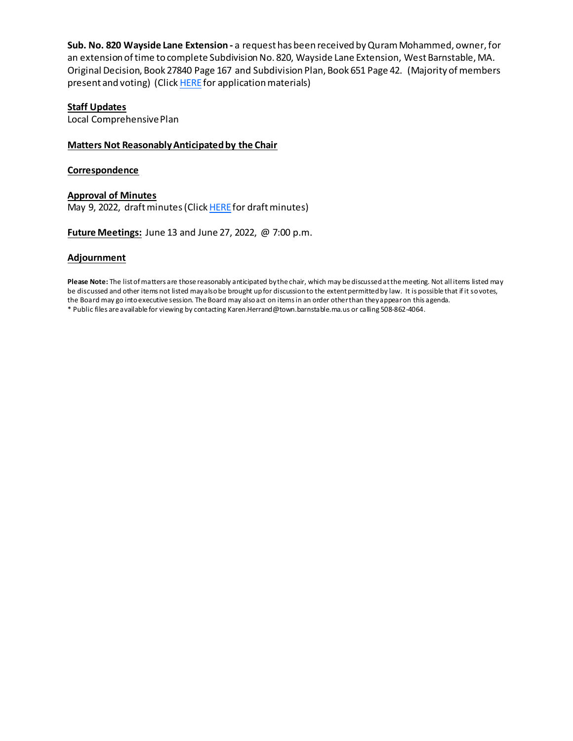**Sub. No. 820 Wayside Lane Extension -** a request has been received by Quram Mohammed, owner, for an extension of time to complete Subdivision No. 820, Wayside Lane Extension, West Barnstable, MA. Original Decision, Book 27840 Page 167 and Subdivision Plan, Book 651 Page 42. (Majority of members present and voting) (Click HERE for application materials)

**Staff Updates**

Local Comprehensive Plan

**Matters Not Reasonably Anticipated by the Chair**

**Correspondence**

**Approval of Minutes**

May 9, 2022, draft minutes (Click HERE for draft minutes)

**Future Meetings:** June 13 and June 27, 2022, @ 7:00 p.m.

**Adjournment**

**Please Note:** The list of matters are those reasonably anticipated by the chair, which may be discussed at the meeting. Not all items listed may be discussed and other items not listed may also be brought up for discussion to the extent permitted by law. It is possible that if it so votes, the Board may go into executive session. The Board may also act on items in an order other than they appear on this agenda.

\* Public files are available for viewing by contacting Karen.Herrand@town.barnstable.ma.us or calling 508-862-4064.